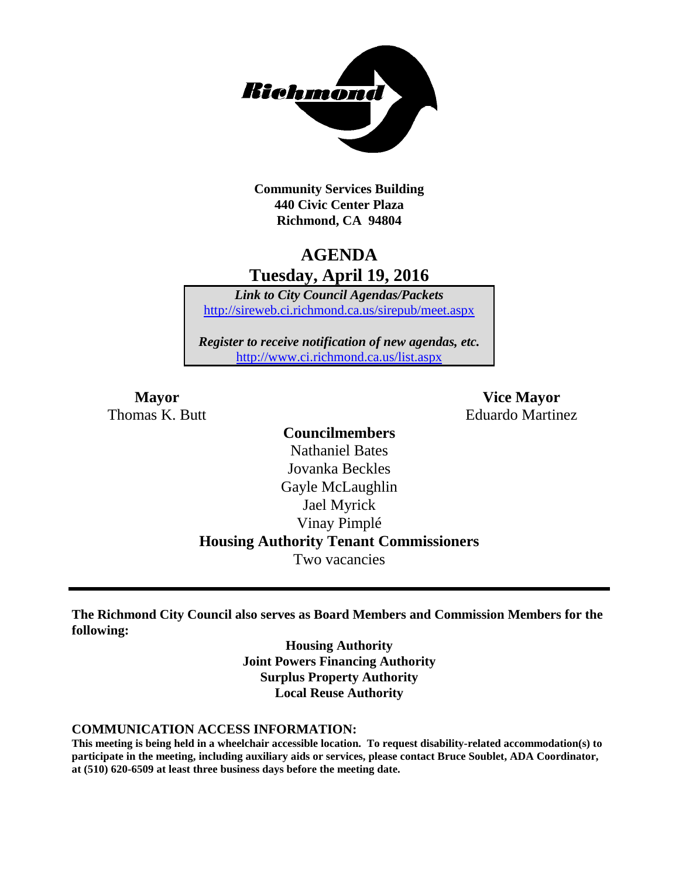**Community Services Building**
**440 Civic Center Plaza**
**Richmond, CA 94804**

# AGENDA
## Tuesday, April 19, 2016

*Link to City Council Agendas/Packets*
http://sireweb.ci.richmond.ca.us/sirepub/meet.aspx

*Register to receive notification of new agendas, etc.*
http://www.ci.richmond.ca.us/list.aspx

**Mayor**
Thomas K. Butt

**Vice Mayor**
Eduardo Martinez

**Councilmembers**
Nathaniel Bates
Jovanka Beckles
Gayle McLaughlin
Jael Myrick
Vinay Pimplé

**Housing Authority Tenant Commissioners**
Two vacancies

---

**The Richmond City Council also serves as Board Members and Commission Members for the following:**

**Housing Authority**
**Joint Powers Financing Authority**
**Surplus Property Authority**
**Local Reuse Authority**

**COMMUNICATION ACCESS INFORMATION:**

**This meeting is being held in a wheelchair accessible location. To request disability-related accommodation(s) to participate in the meeting, including auxiliary aids or services, please contact Bruce Soublet, ADA Coordinator, at (510) 620-6509 at least three business days before the meeting date.**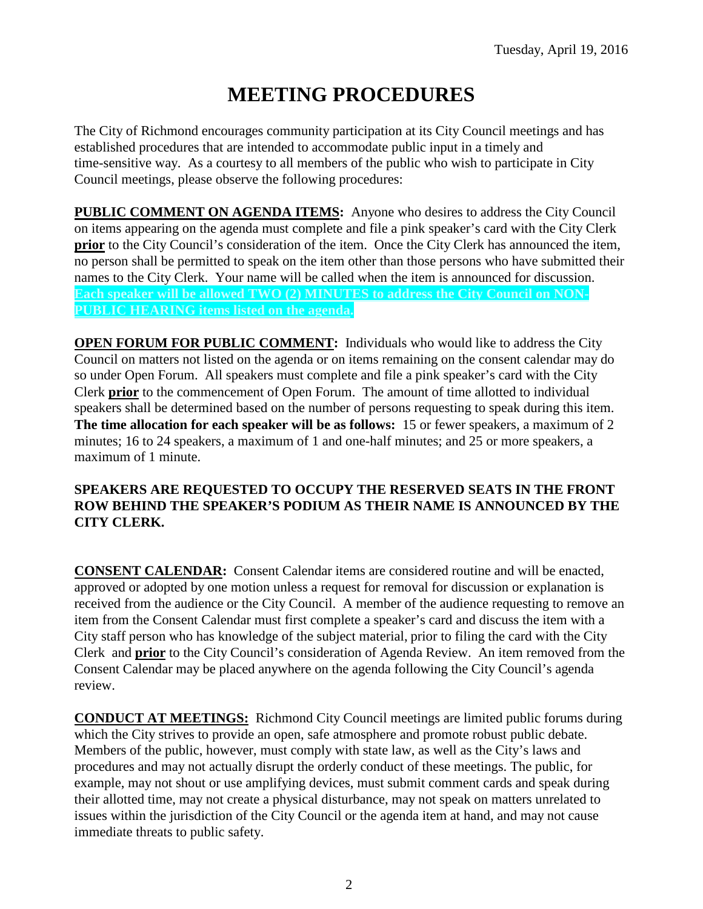Tuesday, April 19, 2016

# MEETING PROCEDURES

The City of Richmond encourages community participation at its City Council meetings and has established procedures that are intended to accommodate public input in a timely and time-sensitive way. As a courtesy to all members of the public who wish to participate in City Council meetings, please observe the following procedures:

**PUBLIC COMMENT ON AGENDA ITEMS:** Anyone who desires to address the City Council on items appearing on the agenda must complete and file a pink speaker's card with the City Clerk **prior** to the City Council's consideration of the item. Once the City Clerk has announced the item, no person shall be permitted to speak on the item other than those persons who have submitted their names to the City Clerk. Your name will be called when the item is announced for discussion. **Each speaker will be allowed TWO (2) MINUTES to address the City Council on NON-PUBLIC HEARING items listed on the agenda.**

**OPEN FORUM FOR PUBLIC COMMENT:** Individuals who would like to address the City Council on matters not listed on the agenda or on items remaining on the consent calendar may do so under Open Forum. All speakers must complete and file a pink speaker's card with the City Clerk **prior** to the commencement of Open Forum. The amount of time allotted to individual speakers shall be determined based on the number of persons requesting to speak during this item. **The time allocation for each speaker will be as follows:** 15 or fewer speakers, a maximum of 2 minutes; 16 to 24 speakers, a maximum of 1 and one-half minutes; and 25 or more speakers, a maximum of 1 minute.

**SPEAKERS ARE REQUESTED TO OCCUPY THE RESERVED SEATS IN THE FRONT ROW BEHIND THE SPEAKER'S PODIUM AS THEIR NAME IS ANNOUNCED BY THE CITY CLERK.**

**CONSENT CALENDAR:** Consent Calendar items are considered routine and will be enacted, approved or adopted by one motion unless a request for removal for discussion or explanation is received from the audience or the City Council. A member of the audience requesting to remove an item from the Consent Calendar must first complete a speaker's card and discuss the item with a City staff person who has knowledge of the subject material, prior to filing the card with the City Clerk and **prior** to the City Council's consideration of Agenda Review. An item removed from the Consent Calendar may be placed anywhere on the agenda following the City Council's agenda review.

**CONDUCT AT MEETINGS:** Richmond City Council meetings are limited public forums during which the City strives to provide an open, safe atmosphere and promote robust public debate. Members of the public, however, must comply with state law, as well as the City's laws and procedures and may not actually disrupt the orderly conduct of these meetings. The public, for example, may not shout or use amplifying devices, must submit comment cards and speak during their allotted time, may not create a physical disturbance, may not speak on matters unrelated to issues within the jurisdiction of the City Council or the agenda item at hand, and may not cause immediate threats to public safety.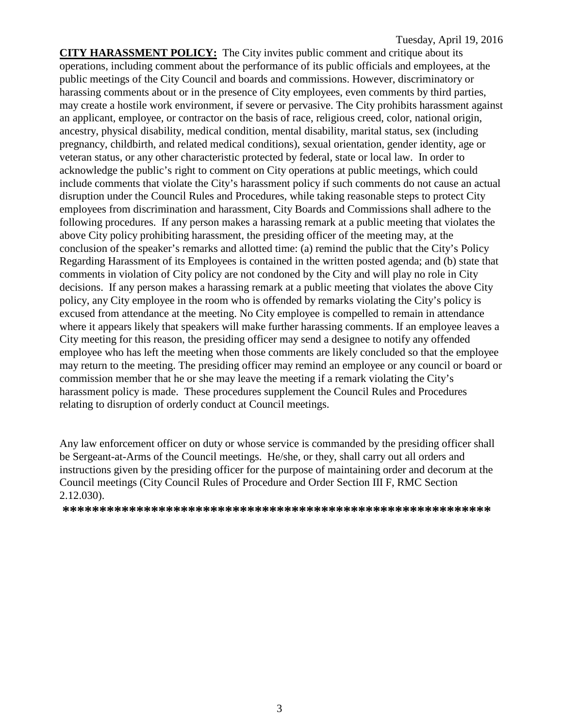**CITY HARASSMENT POLICY:** The City invites public comment and critique about its operations, including comment about the performance of its public officials and employees, at the public meetings of the City Council and boards and commissions. However, discriminatory or harassing comments about or in the presence of City employees, even comments by third parties, may create a hostile work environment, if severe or pervasive. The City prohibits harassment against an applicant, employee, or contractor on the basis of race, religious creed, color, national origin, ancestry, physical disability, medical condition, mental disability, marital status, sex (including pregnancy, childbirth, and related medical conditions), sexual orientation, gender identity, age or veteran status, or any other characteristic protected by federal, state or local law. In order to acknowledge the public's right to comment on City operations at public meetings, which could include comments that violate the City's harassment policy if such comments do not cause an actual disruption under the Council Rules and Procedures, while taking reasonable steps to protect City employees from discrimination and harassment, City Boards and Commissions shall adhere to the following procedures. If any person makes a harassing remark at a public meeting that violates the above City policy prohibiting harassment, the presiding officer of the meeting may, at the conclusion of the speaker's remarks and allotted time: (a) remind the public that the City's Policy Regarding Harassment of its Employees is contained in the written posted agenda; and (b) state that comments in violation of City policy are not condoned by the City and will play no role in City decisions. If any person makes a harassing remark at a public meeting that violates the above City policy, any City employee in the room who is offended by remarks violating the City's policy is excused from attendance at the meeting. No City employee is compelled to remain in attendance where it appears likely that speakers will make further harassing comments. If an employee leaves a City meeting for this reason, the presiding officer may send a designee to notify any offended employee who has left the meeting when those comments are likely concluded so that the employee may return to the meeting. The presiding officer may remind an employee or any council or board or commission member that he or she may leave the meeting if a remark violating the City's harassment policy is made. These procedures supplement the Council Rules and Procedures relating to disruption of orderly conduct at Council meetings.

Any law enforcement officer on duty or whose service is commanded by the presiding officer shall be Sergeant-at-Arms of the Council meetings. He/she, or they, shall carry out all orders and instructions given by the presiding officer for the purpose of maintaining order and decorum at the Council meetings (City Council Rules of Procedure and Order Section III F, RMC Section 2.12.030).

**\*\*\*\*\*\*\*\*\*\*\*\*\*\*\*\*\*\*\*\*\*\*\*\*\*\*\*\*\*\*\*\*\*\*\*\*\*\*\*\*\*\*\*\*\*\*\*\*\*\*\*\*\*\*\*\*\*\***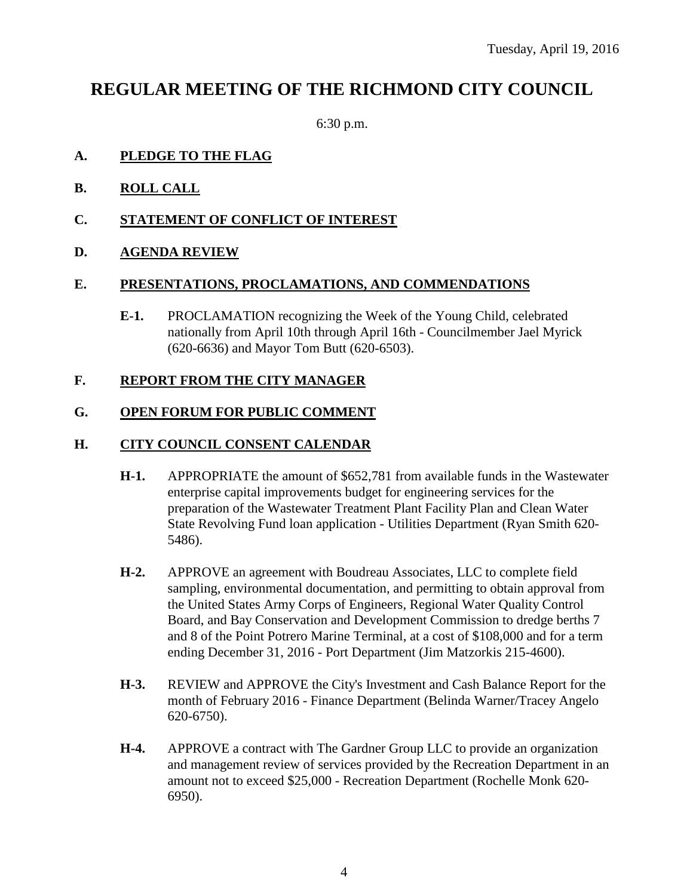Tuesday, April 19, 2016

# REGULAR MEETING OF THE RICHMOND CITY COUNCIL

6:30 p.m.

**A. PLEDGE TO THE FLAG**

**B. ROLL CALL**

**C. STATEMENT OF CONFLICT OF INTEREST**

**D. AGENDA REVIEW**

**E. PRESENTATIONS, PROCLAMATIONS, AND COMMENDATIONS**

**E-1.** PROCLAMATION recognizing the Week of the Young Child, celebrated nationally from April 10th through April 16th - Councilmember Jael Myrick (620-6636) and Mayor Tom Butt (620-6503).

**F. REPORT FROM THE CITY MANAGER**

**G. OPEN FORUM FOR PUBLIC COMMENT**

**H. CITY COUNCIL CONSENT CALENDAR**

**H-1.** APPROPRIATE the amount of $652,781 from available funds in the Wastewater enterprise capital improvements budget for engineering services for the preparation of the Wastewater Treatment Plant Facility Plan and Clean Water State Revolving Fund loan application - Utilities Department (Ryan Smith 620-5486).

**H-2.** APPROVE an agreement with Boudreau Associates, LLC to complete field sampling, environmental documentation, and permitting to obtain approval from the United States Army Corps of Engineers, Regional Water Quality Control Board, and Bay Conservation and Development Commission to dredge berths 7 and 8 of the Point Potrero Marine Terminal, at a cost of $108,000 and for a term ending December 31, 2016 - Port Department (Jim Matzorkis 215-4600).

**H-3.** REVIEW and APPROVE the City's Investment and Cash Balance Report for the month of February 2016 - Finance Department (Belinda Warner/Tracey Angelo 620-6750).

**H-4.** APPROVE a contract with The Gardner Group LLC to provide an organization and management review of services provided by the Recreation Department in an amount not to exceed $25,000 - Recreation Department (Rochelle Monk 620-6950).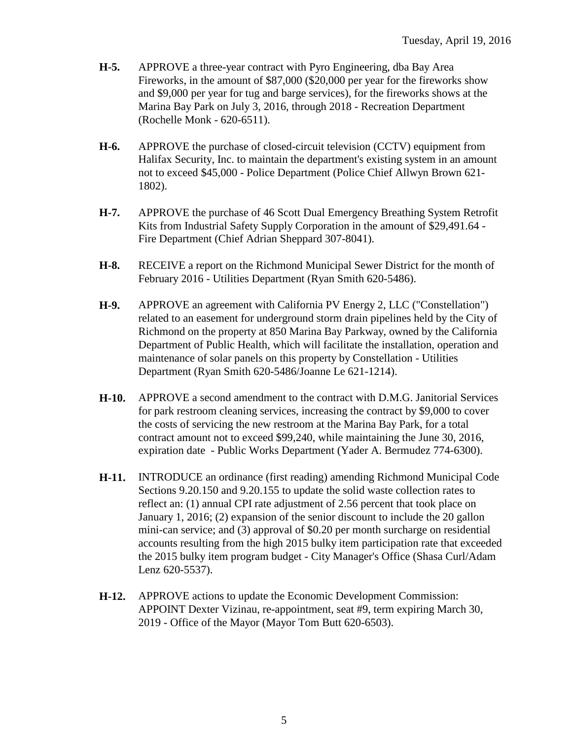**H-5.** APPROVE a three-year contract with Pyro Engineering, dba Bay Area Fireworks, in the amount of $87,000 ($20,000 per year for the fireworks show and $9,000 per year for tug and barge services), for the fireworks shows at the Marina Bay Park on July 3, 2016, through 2018 - Recreation Department (Rochelle Monk - 620-6511).

**H-6.** APPROVE the purchase of closed-circuit television (CCTV) equipment from Halifax Security, Inc. to maintain the department's existing system in an amount not to exceed $45,000 - Police Department (Police Chief Allwyn Brown 621-1802).

**H-7.** APPROVE the purchase of 46 Scott Dual Emergency Breathing System Retrofit Kits from Industrial Safety Supply Corporation in the amount of $29,491.64 - Fire Department (Chief Adrian Sheppard 307-8041).

**H-8.** RECEIVE a report on the Richmond Municipal Sewer District for the month of February 2016 - Utilities Department (Ryan Smith 620-5486).

**H-9.** APPROVE an agreement with California PV Energy 2, LLC ("Constellation") related to an easement for underground storm drain pipelines held by the City of Richmond on the property at 850 Marina Bay Parkway, owned by the California Department of Public Health, which will facilitate the installation, operation and maintenance of solar panels on this property by Constellation - Utilities Department (Ryan Smith 620-5486/Joanne Le 621-1214).

**H-10.** APPROVE a second amendment to the contract with D.M.G. Janitorial Services for park restroom cleaning services, increasing the contract by $9,000 to cover the costs of servicing the new restroom at the Marina Bay Park, for a total contract amount not to exceed $99,240, while maintaining the June 30, 2016, expiration date - Public Works Department (Yader A. Bermudez 774-6300).

**H-11.** INTRODUCE an ordinance (first reading) amending Richmond Municipal Code Sections 9.20.150 and 9.20.155 to update the solid waste collection rates to reflect an: (1) annual CPI rate adjustment of 2.56 percent that took place on January 1, 2016; (2) expansion of the senior discount to include the 20 gallon mini-can service; and (3) approval of $0.20 per month surcharge on residential accounts resulting from the high 2015 bulky item participation rate that exceeded the 2015 bulky item program budget - City Manager's Office (Shasa Curl/Adam Lenz 620-5537).

**H-12.** APPROVE actions to update the Economic Development Commission: APPOINT Dexter Vizinau, re-appointment, seat #9, term expiring March 30, 2019 - Office of the Mayor (Mayor Tom Butt 620-6503).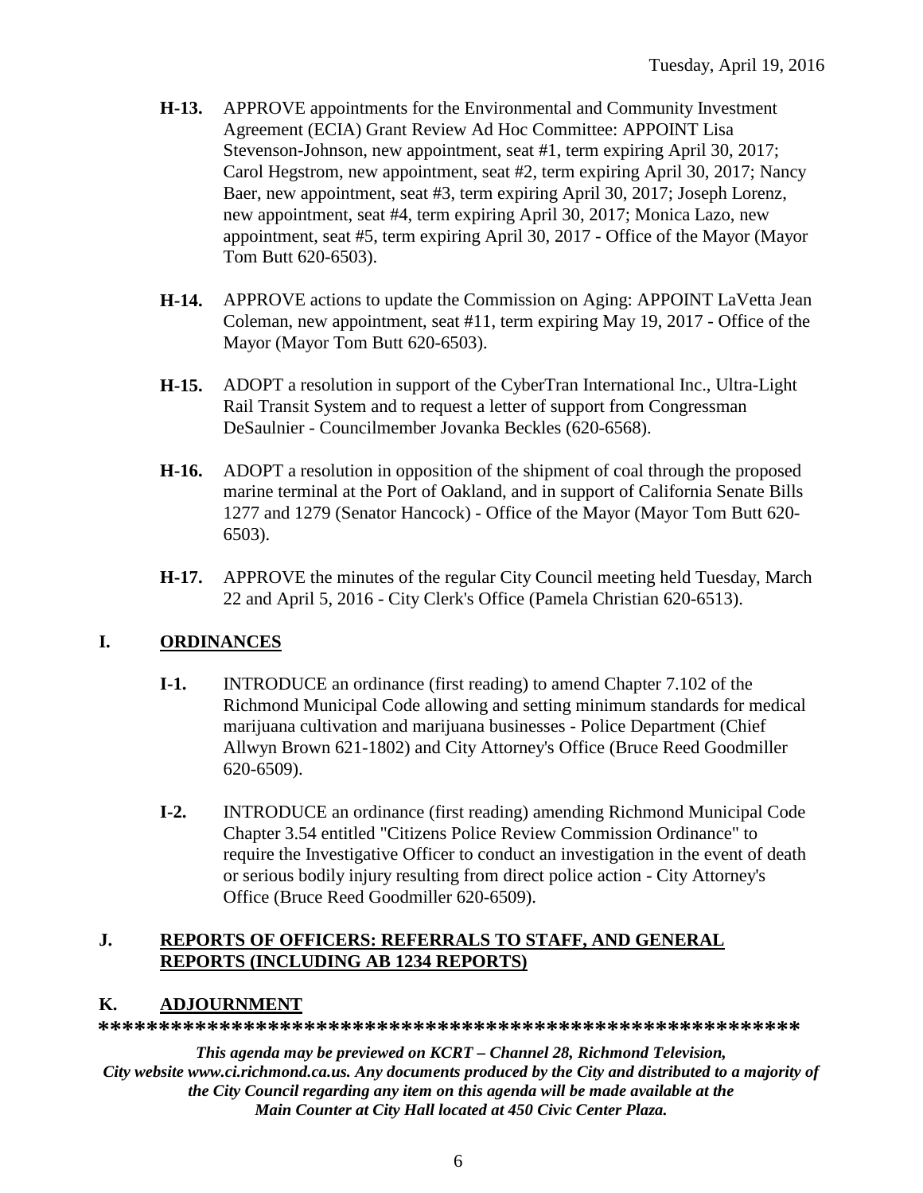- **H-13.** APPROVE appointments for the Environmental and Community Investment Agreement (ECIA) Grant Review Ad Hoc Committee: APPOINT Lisa Stevenson-Johnson, new appointment, seat #1, term expiring April 30, 2017; Carol Hegstrom, new appointment, seat #2, term expiring April 30, 2017; Nancy Baer, new appointment, seat #3, term expiring April 30, 2017; Joseph Lorenz, new appointment, seat #4, term expiring April 30, 2017; Monica Lazo, new appointment, seat #5, term expiring April 30, 2017 - Office of the Mayor (Mayor Tom Butt 620-6503).

- **H-14.** APPROVE actions to update the Commission on Aging: APPOINT LaVetta Jean Coleman, new appointment, seat #11, term expiring May 19, 2017 - Office of the Mayor (Mayor Tom Butt 620-6503).

- **H-15.** ADOPT a resolution in support of the CyberTran International Inc., Ultra-Light Rail Transit System and to request a letter of support from Congressman DeSaulnier - Councilmember Jovanka Beckles (620-6568).

- **H-16.** ADOPT a resolution in opposition of the shipment of coal through the proposed marine terminal at the Port of Oakland, and in support of California Senate Bills 1277 and 1279 (Senator Hancock) - Office of the Mayor (Mayor Tom Butt 620-6503).

- **H-17.** APPROVE the minutes of the regular City Council meeting held Tuesday, March 22 and April 5, 2016 - City Clerk's Office (Pamela Christian 620-6513).

## I. ORDINANCES

- **I-1.** INTRODUCE an ordinance (first reading) to amend Chapter 7.102 of the Richmond Municipal Code allowing and setting minimum standards for medical marijuana cultivation and marijuana businesses - Police Department (Chief Allwyn Brown 621-1802) and City Attorney's Office (Bruce Reed Goodmiller 620-6509).

- **I-2.** INTRODUCE an ordinance (first reading) amending Richmond Municipal Code Chapter 3.54 entitled "Citizens Police Review Commission Ordinance" to require the Investigative Officer to conduct an investigation in the event of death or serious bodily injury resulting from direct police action - City Attorney's Office (Bruce Reed Goodmiller 620-6509).

## J. REPORTS OF OFFICERS: REFERRALS TO STAFF, AND GENERAL REPORTS (INCLUDING AB 1234 REPORTS)

## K. ADJOURNMENT

**********************************************************

***This agenda may be previewed on KCRT – Channel 28, Richmond Television, City website www.ci.richmond.ca.us. Any documents produced by the City and distributed to a majority of the City Council regarding any item on this agenda will be made available at the Main Counter at City Hall located at 450 Civic Center Plaza.***